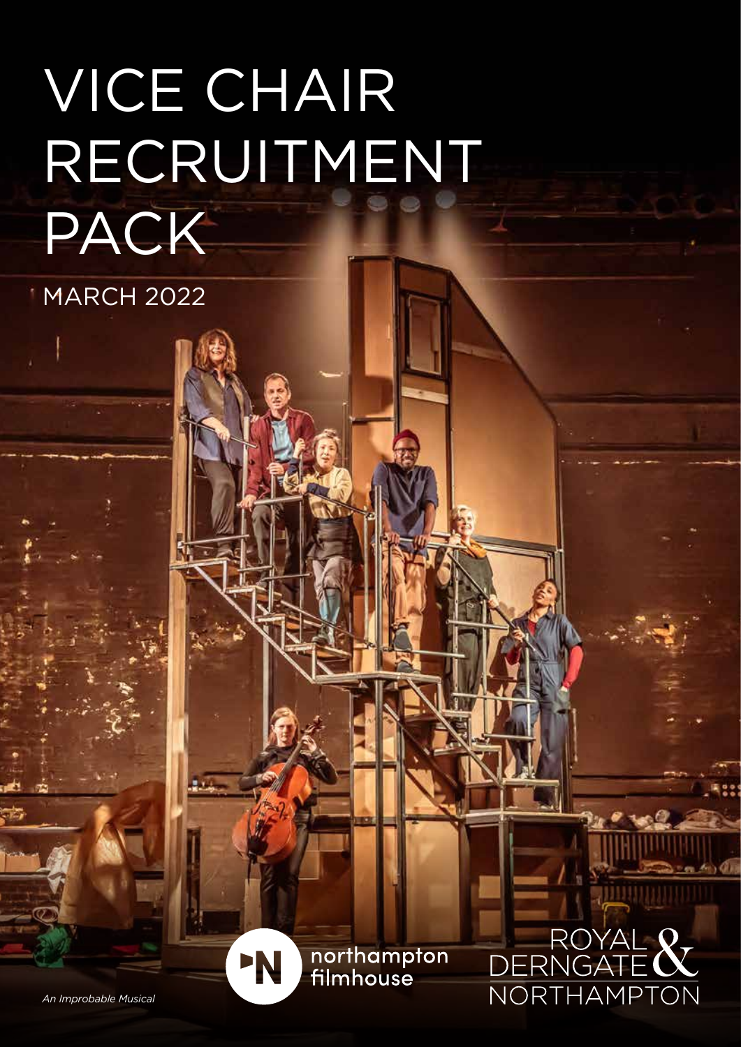# VICE CHAIR RECRUITMENT PACK

MARCH 2022

northampton filmhouse

ROYAL & DERNGATE NORTHAMPTON

*An Improbable Musical*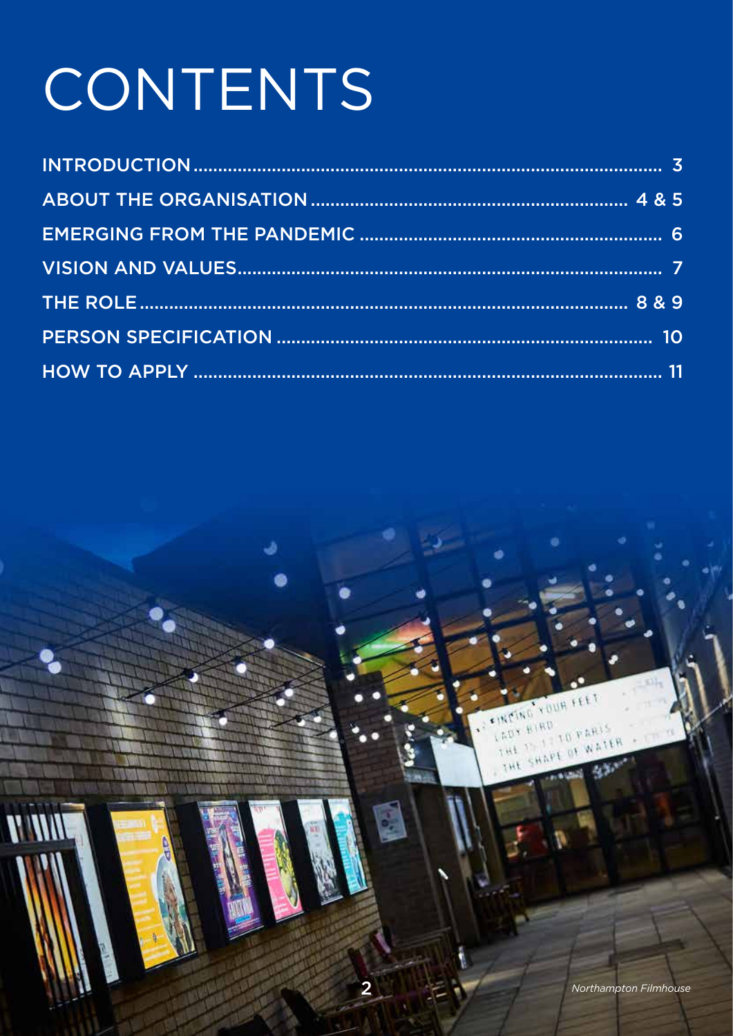# CONTENTS

| | |
|---|---|
| INTRODUCTION | 3 |
| ABOUT THE ORGANISATION | 4 & 5 |
| EMERGING FROM THE PANDEMIC | 6 |
| VISION AND VALUES | 7 |
| THE ROLE | 8 & 9 |
| PERSON SPECIFICATION | 10 |
| HOW TO APPLY | 11 |

*Northampton Filmhouse*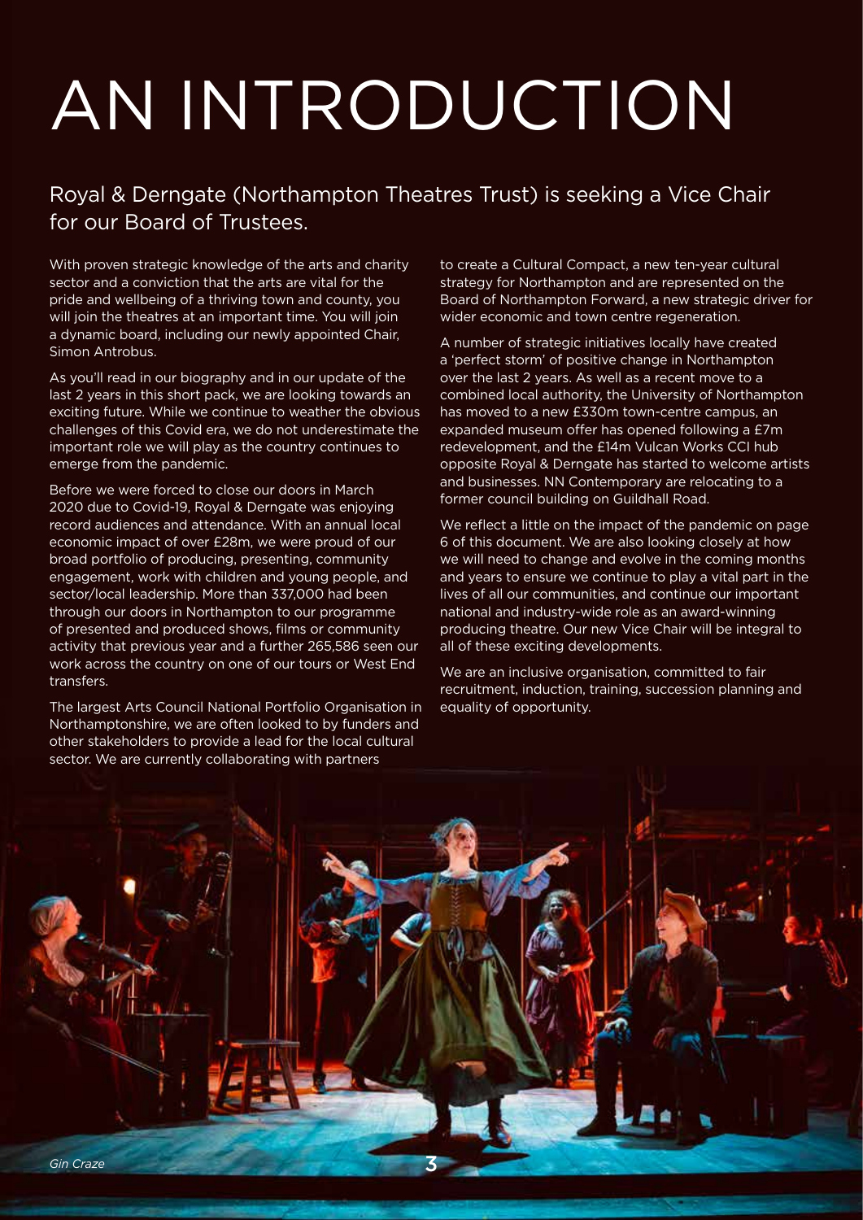# AN INTRODUCTION

## Royal & Derngate (Northampton Theatres Trust) is seeking a Vice Chair for our Board of Trustees.

With proven strategic knowledge of the arts and charity sector and a conviction that the arts are vital for the pride and wellbeing of a thriving town and county, you will join the theatres at an important time. You will join a dynamic board, including our newly appointed Chair, Simon Antrobus.

As you'll read in our biography and in our update of the last 2 years in this short pack, we are looking towards an exciting future. While we continue to weather the obvious challenges of this Covid era, we do not underestimate the important role we will play as the country continues to emerge from the pandemic.

Before we were forced to close our doors in March 2020 due to Covid-19, Royal & Derngate was enjoying record audiences and attendance. With an annual local economic impact of over £28m, we were proud of our broad portfolio of producing, presenting, community engagement, work with children and young people, and sector/local leadership. More than 337,000 had been through our doors in Northampton to our programme of presented and produced shows, films or community activity that previous year and a further 265,586 seen our work across the country on one of our tours or West End transfers.

The largest Arts Council National Portfolio Organisation in Northamptonshire, we are often looked to by funders and other stakeholders to provide a lead for the local cultural sector. We are currently collaborating with partners to create a Cultural Compact, a new ten-year cultural strategy for Northampton and are represented on the Board of Northampton Forward, a new strategic driver for wider economic and town centre regeneration.

A number of strategic initiatives locally have created a 'perfect storm' of positive change in Northampton over the last 2 years. As well as a recent move to a combined local authority, the University of Northampton has moved to a new £330m town-centre campus, an expanded museum offer has opened following a £7m redevelopment, and the £14m Vulcan Works CCI hub opposite Royal & Derngate has started to welcome artists and businesses. NN Contemporary are relocating to a former council building on Guildhall Road.

We reflect a little on the impact of the pandemic on page 6 of this document. We are also looking closely at how we will need to change and evolve in the coming months and years to ensure we continue to play a vital part in the lives of all our communities, and continue our important national and industry-wide role as an award-winning producing theatre. Our new Vice Chair will be integral to all of these exciting developments.

We are an inclusive organisation, committed to fair recruitment, induction, training, succession planning and equality of opportunity.

*Gin Craze*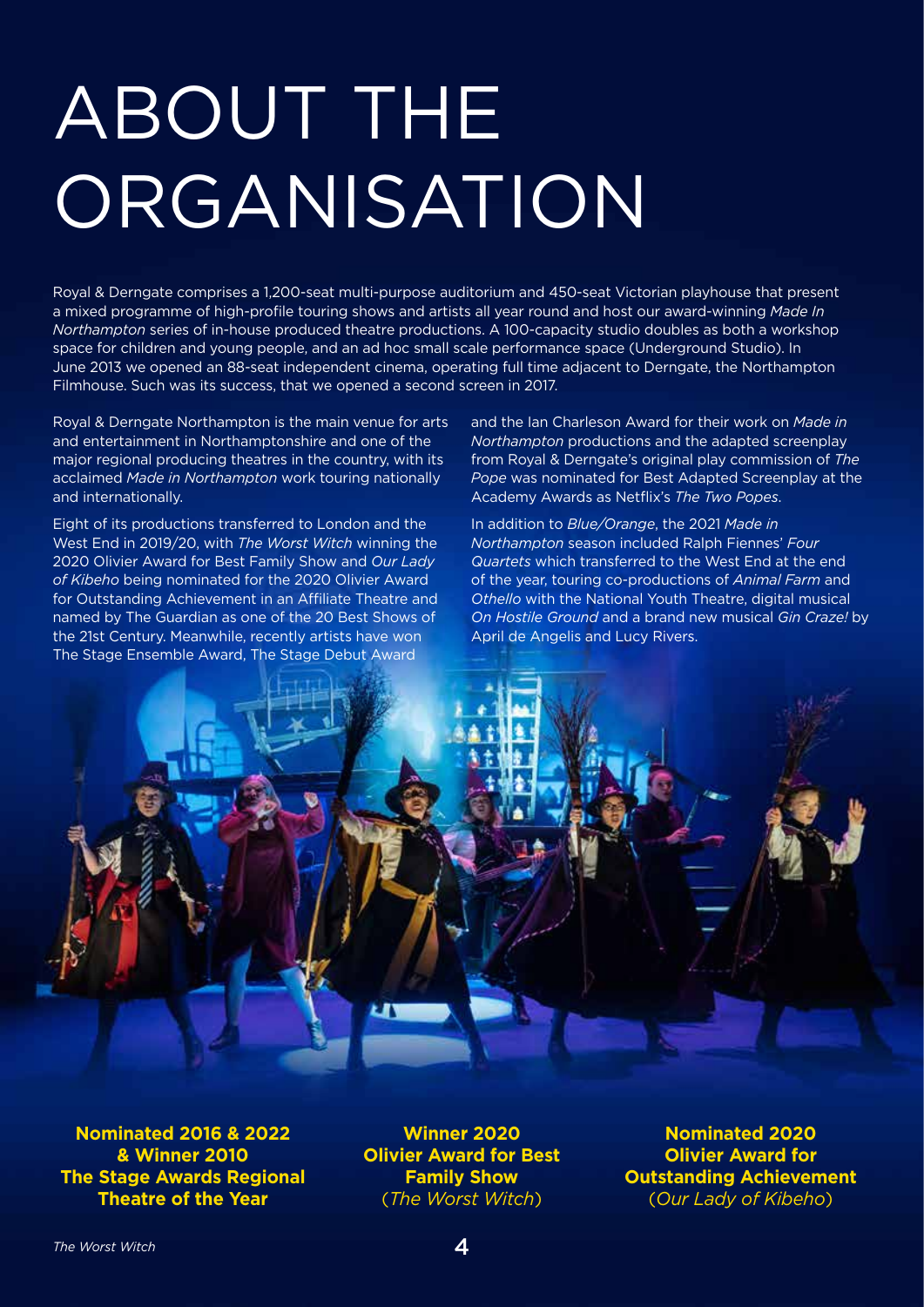# ABOUT THE ORGANISATION

Royal & Derngate comprises a 1,200-seat multi-purpose auditorium and 450-seat Victorian playhouse that present a mixed programme of high-profile touring shows and artists all year round and host our award-winning *Made In Northampton* series of in-house produced theatre productions. A 100-capacity studio doubles as both a workshop space for children and young people, and an ad hoc small scale performance space (Underground Studio). In June 2013 we opened an 88-seat independent cinema, operating full time adjacent to Derngate, the Northampton Filmhouse. Such was its success, that we opened a second screen in 2017.

Royal & Derngate Northampton is the main venue for arts and entertainment in Northamptonshire and one of the major regional producing theatres in the country, with its acclaimed *Made in Northampton* work touring nationally and internationally.

Eight of its productions transferred to London and the West End in 2019/20, with *The Worst Witch* winning the 2020 Olivier Award for Best Family Show and *Our Lady of Kibeho* being nominated for the 2020 Olivier Award for Outstanding Achievement in an Affiliate Theatre and named by The Guardian as one of the 20 Best Shows of the 21st Century. Meanwhile, recently artists have won The Stage Ensemble Award, The Stage Debut Award and the Ian Charleson Award for their work on *Made in Northampton* productions and the adapted screenplay from Royal & Derngate's original play commission of *The Pope* was nominated for Best Adapted Screenplay at the Academy Awards as Netflix's *The Two Popes*.

In addition to *Blue/Orange*, the 2021 *Made in Northampton* season included Ralph Fiennes' *Four Quartets* which transferred to the West End at the end of the year, touring co-productions of *Animal Farm* and *Othello* with the National Youth Theatre, digital musical *On Hostile Ground* and a brand new musical *Gin Craze!* by April de Angelis and Lucy Rivers.

**Nominated 2016 & 2022 & Winner 2010 The Stage Awards Regional Theatre of the Year**

**Winner 2020 Olivier Award for Best Family Show** (*The Worst Witch*)

**Nominated 2020 Olivier Award for Outstanding Achievement** (*Our Lady of Kibeho*)

*The Worst Witch*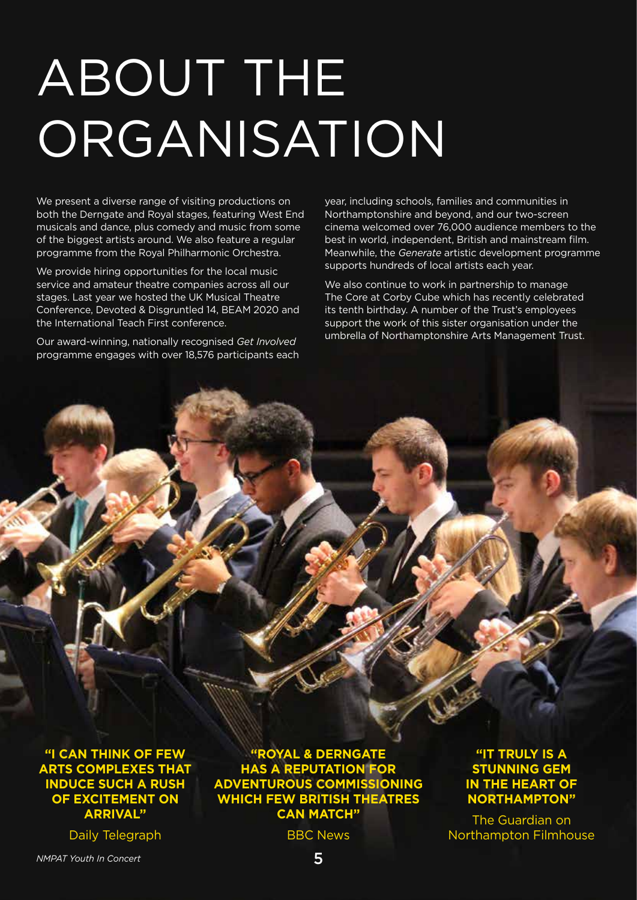# ABOUT THE ORGANISATION

We present a diverse range of visiting productions on both the Derngate and Royal stages, featuring West End musicals and dance, plus comedy and music from some of the biggest artists around. We also feature a regular programme from the Royal Philharmonic Orchestra.

We provide hiring opportunities for the local music service and amateur theatre companies across all our stages. Last year we hosted the UK Musical Theatre Conference, Devoted & Disgruntled 14, BEAM 2020 and the International Teach First conference.

Our award-winning, nationally recognised *Get Involved* programme engages with over 18,576 participants each year, including schools, families and communities in Northamptonshire and beyond, and our two-screen cinema welcomed over 76,000 audience members to the best in world, independent, British and mainstream film. Meanwhile, the *Generate* artistic development programme supports hundreds of local artists each year.

We also continue to work in partnership to manage The Core at Corby Cube which has recently celebrated its tenth birthday. A number of the Trust's employees support the work of this sister organisation under the umbrella of Northamptonshire Arts Management Trust.

**"I CAN THINK OF FEW ARTS COMPLEXES THAT INDUCE SUCH A RUSH OF EXCITEMENT ON ARRIVAL"**

Daily Telegraph

**"ROYAL & DERNGATE HAS A REPUTATION FOR ADVENTUROUS COMMISSIONING WHICH FEW BRITISH THEATRES CAN MATCH"**

BBC News

**"IT TRULY IS A STUNNING GEM IN THE HEART OF NORTHAMPTON"**

The Guardian on Northampton Filmhouse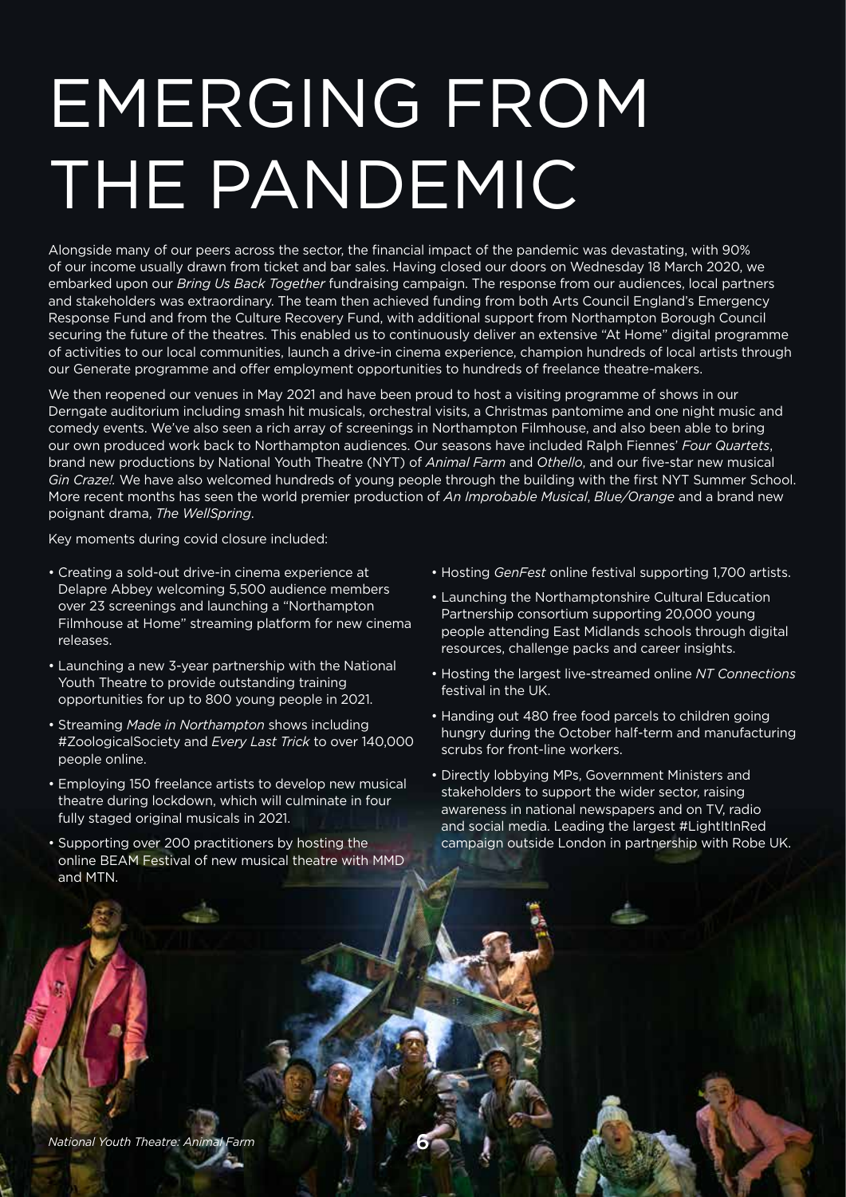# EMERGING FROM THE PANDEMIC

Alongside many of our peers across the sector, the financial impact of the pandemic was devastating, with 90% of our income usually drawn from ticket and bar sales. Having closed our doors on Wednesday 18 March 2020, we embarked upon our *Bring Us Back Together* fundraising campaign. The response from our audiences, local partners and stakeholders was extraordinary. The team then achieved funding from both Arts Council England's Emergency Response Fund and from the Culture Recovery Fund, with additional support from Northampton Borough Council securing the future of the theatres. This enabled us to continuously deliver an extensive "At Home" digital programme of activities to our local communities, launch a drive-in cinema experience, champion hundreds of local artists through our Generate programme and offer employment opportunities to hundreds of freelance theatre-makers.

We then reopened our venues in May 2021 and have been proud to host a visiting programme of shows in our Derngate auditorium including smash hit musicals, orchestral visits, a Christmas pantomime and one night music and comedy events. We've also seen a rich array of screenings in Northampton Filmhouse, and also been able to bring our own produced work back to Northampton audiences. Our seasons have included Ralph Fiennes' *Four Quartets*, brand new productions by National Youth Theatre (NYT) of *Animal Farm* and *Othello*, and our five-star new musical *Gin Craze!.* We have also welcomed hundreds of young people through the building with the first NYT Summer School. More recent months has seen the world premier production of *An Improbable Musical*, *Blue/Orange* and a brand new poignant drama, *The WellSpring*.

Key moments during covid closure included:

- Creating a sold-out drive-in cinema experience at Delapre Abbey welcoming 5,500 audience members over 23 screenings and launching a "Northampton Filmhouse at Home" streaming platform for new cinema releases.
- Launching a new 3-year partnership with the National Youth Theatre to provide outstanding training opportunities for up to 800 young people in 2021.
- Streaming *Made in Northampton* shows including #ZoologicalSociety and *Every Last Trick* to over 140,000 people online.
- Employing 150 freelance artists to develop new musical theatre during lockdown, which will culminate in four fully staged original musicals in 2021.
- Supporting over 200 practitioners by hosting the online BEAM Festival of new musical theatre with MMD and MTN.
- Hosting *GenFest* online festival supporting 1,700 artists.
- Launching the Northamptonshire Cultural Education Partnership consortium supporting 20,000 young people attending East Midlands schools through digital resources, challenge packs and career insights.
- Hosting the largest live-streamed online *NT Connections* festival in the UK.
- Handing out 480 free food parcels to children going hungry during the October half-term and manufacturing scrubs for front-line workers.
- Directly lobbying MPs, Government Ministers and stakeholders to support the wider sector, raising awareness in national newspapers and on TV, radio and social media. Leading the largest #LightItInRed campaign outside London in partnership with Robe UK.

*National Youth Theatre: Animal Farm*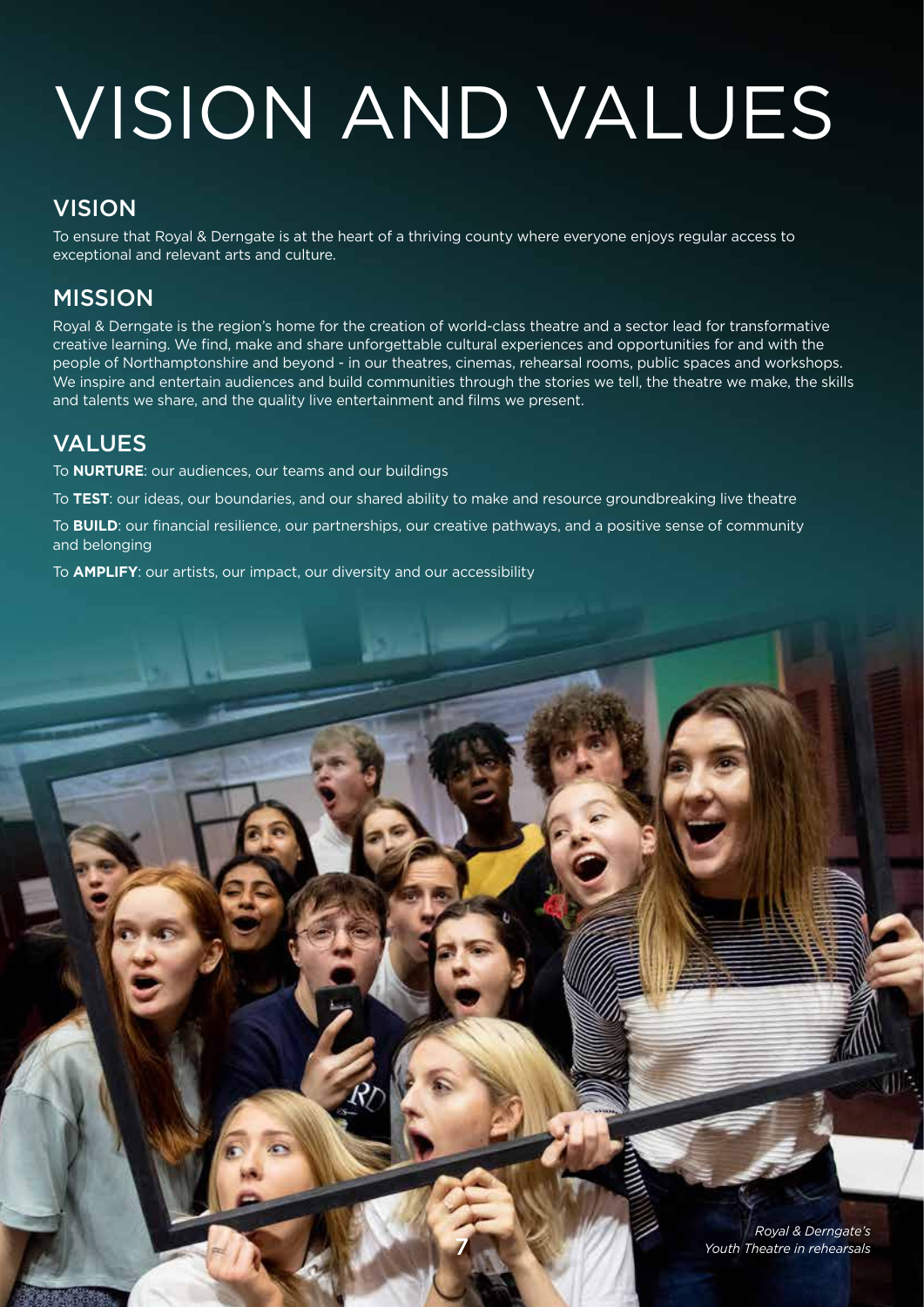# VISION AND VALUES

## VISION

To ensure that Royal & Derngate is at the heart of a thriving county where everyone enjoys regular access to exceptional and relevant arts and culture.

## MISSION

Royal & Derngate is the region's home for the creation of world-class theatre and a sector lead for transformative creative learning. We find, make and share unforgettable cultural experiences and opportunities for and with the people of Northamptonshire and beyond - in our theatres, cinemas, rehearsal rooms, public spaces and workshops. We inspire and entertain audiences and build communities through the stories we tell, the theatre we make, the skills and talents we share, and the quality live entertainment and films we present.

## VALUES

To **NURTURE**: our audiences, our teams and our buildings

To **TEST**: our ideas, our boundaries, and our shared ability to make and resource groundbreaking live theatre

To **BUILD**: our financial resilience, our partnerships, our creative pathways, and a positive sense of community and belonging

To **AMPLIFY**: our artists, our impact, our diversity and our accessibility

*Royal & Derngate's Youth Theatre in rehearsals*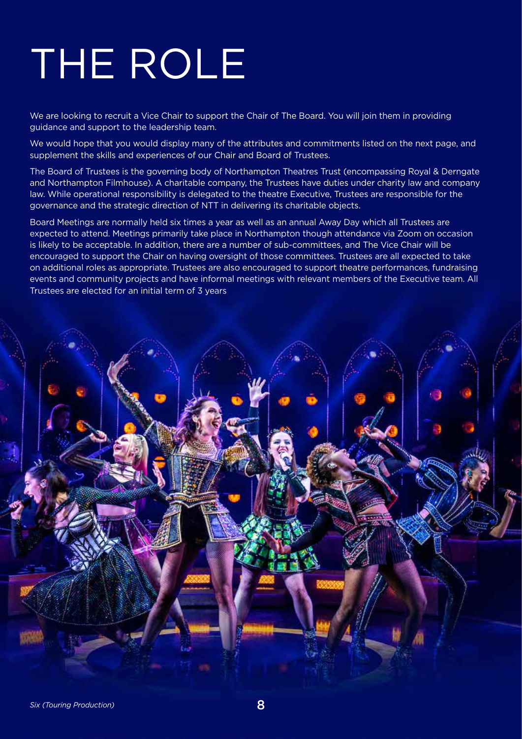# THE ROLE

We are looking to recruit a Vice Chair to support the Chair of The Board. You will join them in providing guidance and support to the leadership team.

We would hope that you would display many of the attributes and commitments listed on the next page, and supplement the skills and experiences of our Chair and Board of Trustees.

The Board of Trustees is the governing body of Northampton Theatres Trust (encompassing Royal & Derngate and Northampton Filmhouse). A charitable company, the Trustees have duties under charity law and company law. While operational responsibility is delegated to the theatre Executive, Trustees are responsible for the governance and the strategic direction of NTT in delivering its charitable objects.

Board Meetings are normally held six times a year as well as an annual Away Day which all Trustees are expected to attend. Meetings primarily take place in Northampton though attendance via Zoom on occasion is likely to be acceptable. In addition, there are a number of sub-committees, and The Vice Chair will be encouraged to support the Chair on having oversight of those committees. Trustees are all expected to take on additional roles as appropriate. Trustees are also encouraged to support theatre performances, fundraising events and community projects and have informal meetings with relevant members of the Executive team. All Trustees are elected for an initial term of 3 years

*Six (Touring Production)*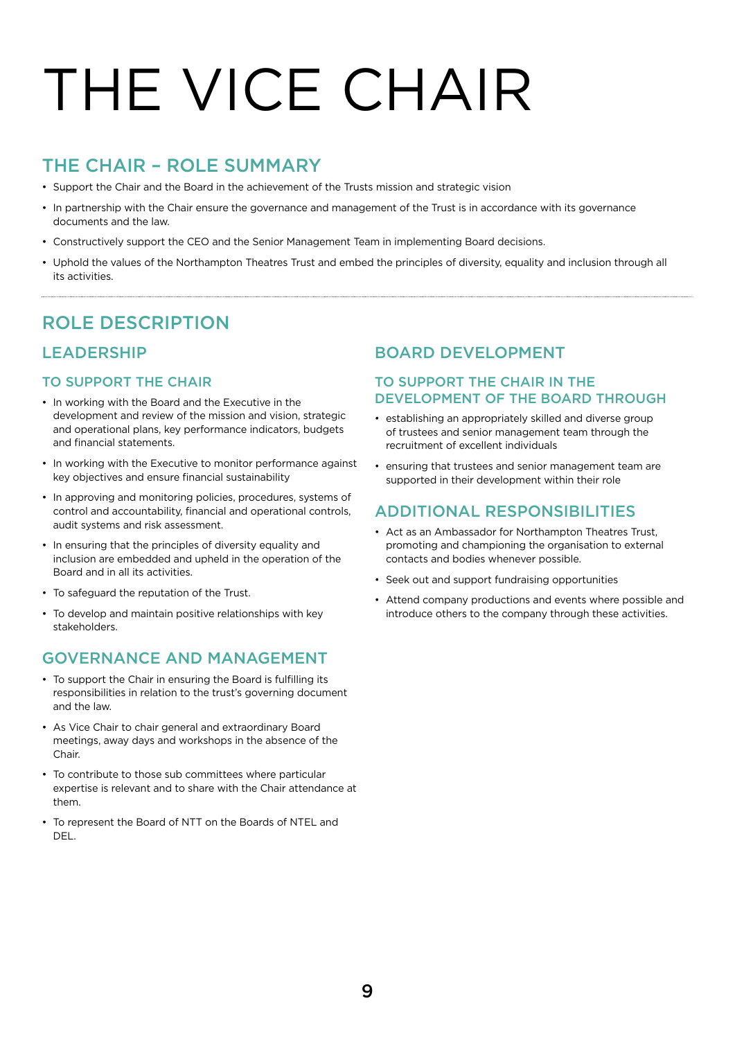# THE VICE CHAIR

## THE CHAIR – ROLE SUMMARY

- Support the Chair and the Board in the achievement of the Trusts mission and strategic vision
- In partnership with the Chair ensure the governance and management of the Trust is in accordance with its governance documents and the law.
- Constructively support the CEO and the Senior Management Team in implementing Board decisions.
- Uphold the values of the Northampton Theatres Trust and embed the principles of diversity, equality and inclusion through all its activities.

## ROLE DESCRIPTION

### LEADERSHIP

#### TO SUPPORT THE CHAIR

- In working with the Board and the Executive in the development and review of the mission and vision, strategic and operational plans, key performance indicators, budgets and financial statements.
- In working with the Executive to monitor performance against key objectives and ensure financial sustainability
- In approving and monitoring policies, procedures, systems of control and accountability, financial and operational controls, audit systems and risk assessment.
- In ensuring that the principles of diversity equality and inclusion are embedded and upheld in the operation of the Board and in all its activities.
- To safeguard the reputation of the Trust.
- To develop and maintain positive relationships with key stakeholders.

### GOVERNANCE AND MANAGEMENT

- To support the Chair in ensuring the Board is fulfilling its responsibilities in relation to the trust's governing document and the law.
- As Vice Chair to chair general and extraordinary Board meetings, away days and workshops in the absence of the Chair.
- To contribute to those sub committees where particular expertise is relevant and to share with the Chair attendance at them.
- To represent the Board of NTT on the Boards of NTEL and DEL.

### BOARD DEVELOPMENT

#### TO SUPPORT THE CHAIR IN THE DEVELOPMENT OF THE BOARD THROUGH

- establishing an appropriately skilled and diverse group of trustees and senior management team through the recruitment of excellent individuals
- ensuring that trustees and senior management team are supported in their development within their role

### ADDITIONAL RESPONSIBILITIES

- Act as an Ambassador for Northampton Theatres Trust, promoting and championing the organisation to external contacts and bodies whenever possible.
- Seek out and support fundraising opportunities
- Attend company productions and events where possible and introduce others to the company through these activities.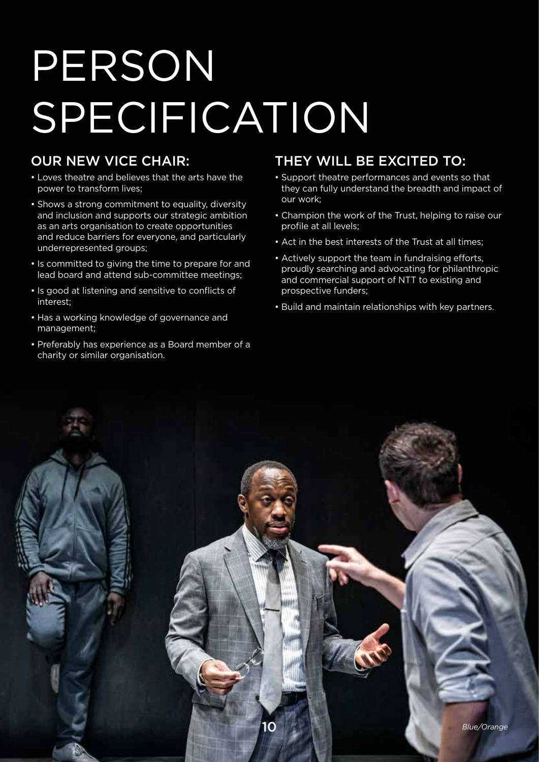# PERSON SPECIFICATION

## OUR NEW VICE CHAIR:

- Loves theatre and believes that the arts have the power to transform lives;
- Shows a strong commitment to equality, diversity and inclusion and supports our strategic ambition as an arts organisation to create opportunities and reduce barriers for everyone, and particularly underrepresented groups;
- Is committed to giving the time to prepare for and lead board and attend sub-committee meetings;
- Is good at listening and sensitive to conflicts of interest;
- Has a working knowledge of governance and management;
- Preferably has experience as a Board member of a charity or similar organisation.

## THEY WILL BE EXCITED TO:

- Support theatre performances and events so that they can fully understand the breadth and impact of our work;
- Champion the work of the Trust, helping to raise our profile at all levels;
- Act in the best interests of the Trust at all times;
- Actively support the team in fundraising efforts, proudly searching and advocating for philanthropic and commercial support of NTT to existing and prospective funders;
- Build and maintain relationships with key partners.

*Blue/Orange*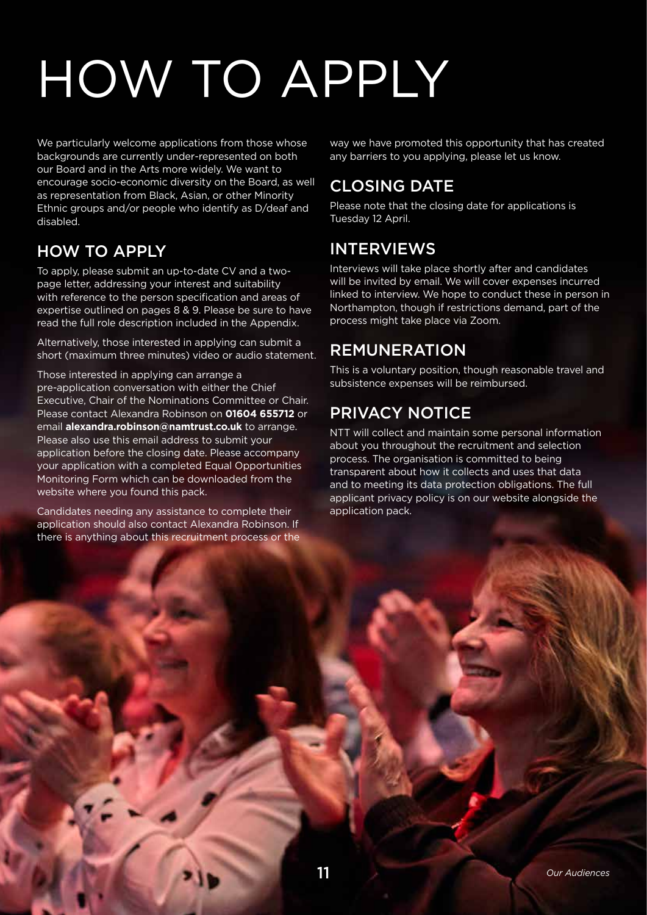# HOW TO APPLY

We particularly welcome applications from those whose backgrounds are currently under-represented on both our Board and in the Arts more widely. We want to encourage socio-economic diversity on the Board, as well as representation from Black, Asian, or other Minority Ethnic groups and/or people who identify as D/deaf and disabled.

## HOW TO APPLY

To apply, please submit an up-to-date CV and a two-page letter, addressing your interest and suitability with reference to the person specification and areas of expertise outlined on pages 8 & 9. Please be sure to have read the full role description included in the Appendix.

Alternatively, those interested in applying can submit a short (maximum three minutes) video or audio statement.

Those interested in applying can arrange a pre-application conversation with either the Chief Executive, Chair of the Nominations Committee or Chair. Please contact Alexandra Robinson on **01604 655712** or email **alexandra.robinson@namtrust.co.uk** to arrange. Please also use this email address to submit your application before the closing date. Please accompany your application with a completed Equal Opportunities Monitoring Form which can be downloaded from the website where you found this pack.

Candidates needing any assistance to complete their application should also contact Alexandra Robinson. If there is anything about this recruitment process or the way we have promoted this opportunity that has created any barriers to you applying, please let us know.

## CLOSING DATE

Please note that the closing date for applications is Tuesday 12 April.

## INTERVIEWS

Interviews will take place shortly after and candidates will be invited by email. We will cover expenses incurred linked to interview. We hope to conduct these in person in Northampton, though if restrictions demand, part of the process might take place via Zoom.

## REMUNERATION

This is a voluntary position, though reasonable travel and subsistence expenses will be reimbursed.

## PRIVACY NOTICE

NTT will collect and maintain some personal information about you throughout the recruitment and selection process. The organisation is committed to being transparent about how it collects and uses that data and to meeting its data protection obligations. The full applicant privacy policy is on our website alongside the application pack.

*Our Audiences*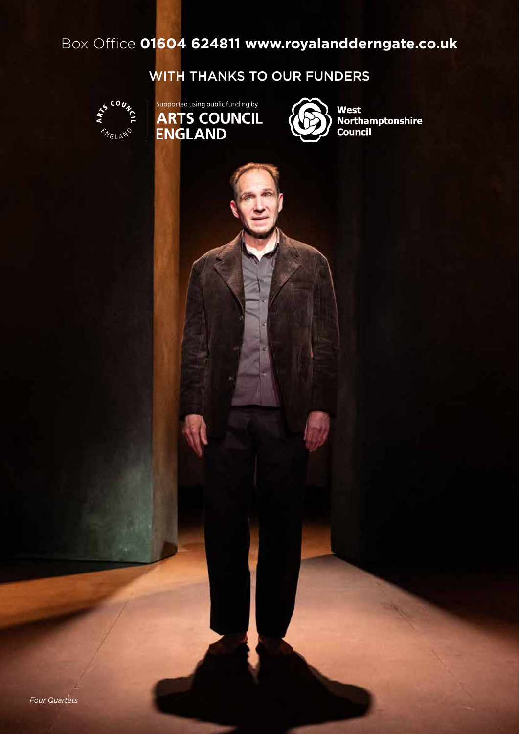Box Office **01604 624811 www.royalandderngate.co.uk**

## WITH THANKS TO OUR FUNDERS

Supported using public funding by **ARTS COUNCIL ENGLAND**

**West Northamptonshire Council**

*Four Quartets*